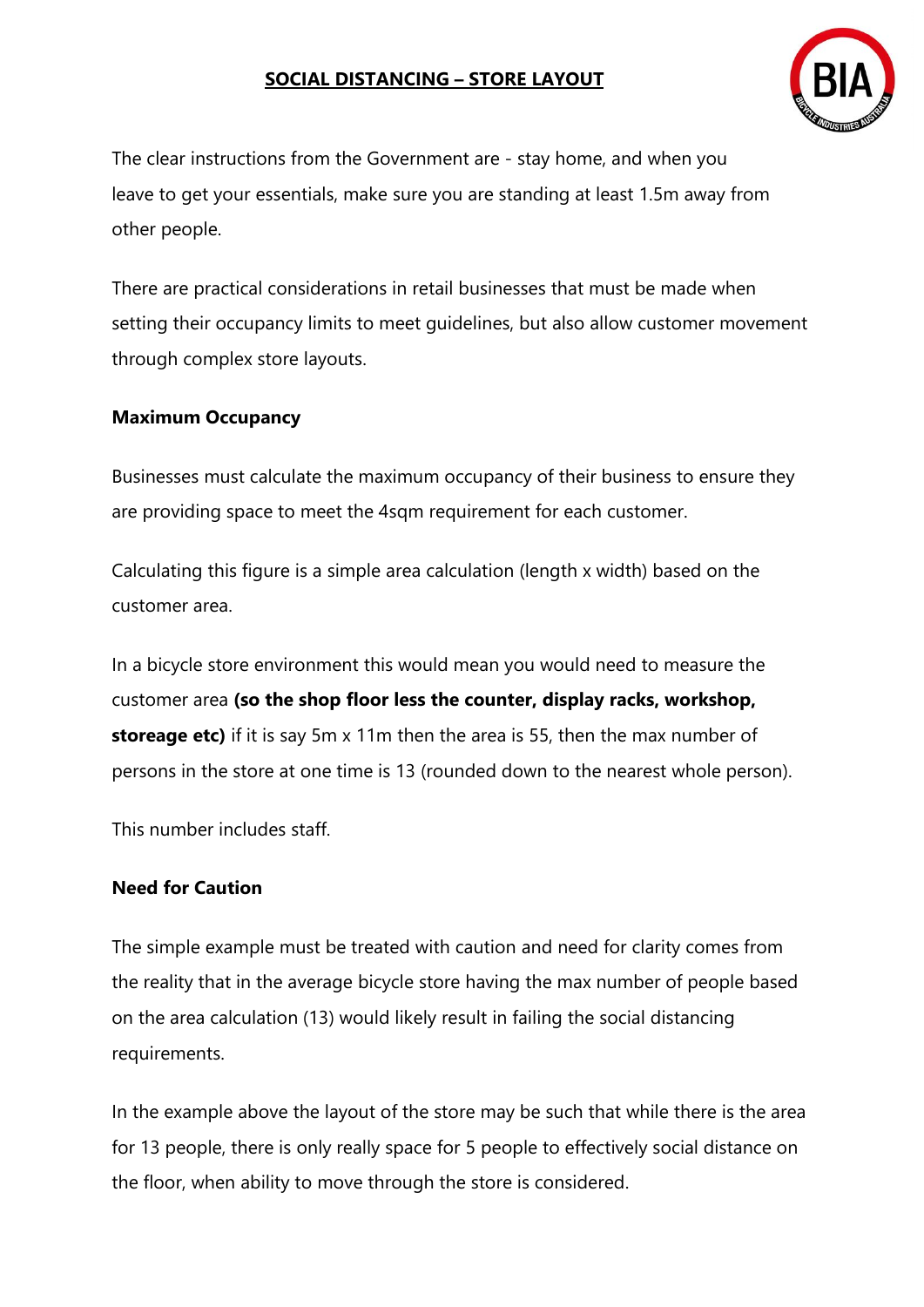# SOCIAL DISTANCING – STORE LAYOUT

The clear instructions from the Government are - stay home, and when you leave to get your essentials, make sure you are standing at least 1.5m away from other people.

There are practical considerations in retail businesses that must be made when setting their occupancy limits to meet guidelines, but also allow customer movement through complex store layouts.

**Maximum Occupancy**

Businesses must calculate the maximum occupancy of their business to ensure they are providing space to meet the 4sqm requirement for each customer.

Calculating this figure is a simple area calculation (length x width) based on the customer area.

In a bicycle store environment this would mean you would need to measure the customer area **(so the shop floor less the counter, display racks, workshop, storeage etc)** if it is say 5m x 11m then the area is 55, then the max number of persons in the store at one time is 13 (rounded down to the nearest whole person).

This number includes staff.

**Need for Caution**

The simple example must be treated with caution and need for clarity comes from the reality that in the average bicycle store having the max number of people based on the area calculation (13) would likely result in failing the social distancing requirements.

In the example above the layout of the store may be such that while there is the area for 13 people, there is only really space for 5 people to effectively social distance on the floor, when ability to move through the store is considered.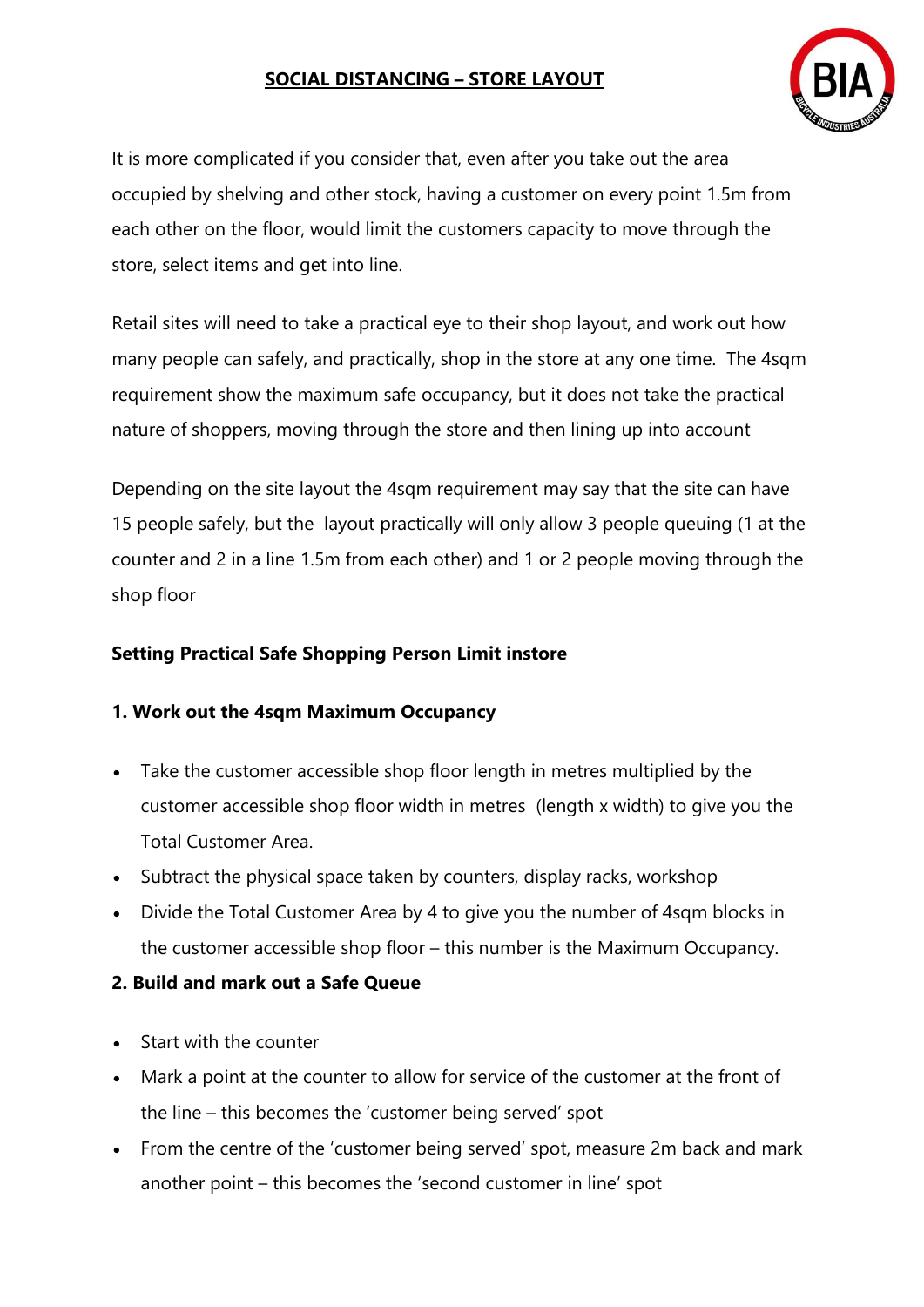## SOCIAL DISTANCING – STORE LAYOUT

It is more complicated if you consider that, even after you take out the area occupied by shelving and other stock, having a customer on every point 1.5m from each other on the floor, would limit the customers capacity to move through the store, select items and get into line.

Retail sites will need to take a practical eye to their shop layout, and work out how many people can safely, and practically, shop in the store at any one time. The 4sqm requirement show the maximum safe occupancy, but it does not take the practical nature of shoppers, moving through the store and then lining up into account

Depending on the site layout the 4sqm requirement may say that the site can have 15 people safely, but the layout practically will only allow 3 people queuing (1 at the counter and 2 in a line 1.5m from each other) and 1 or 2 people moving through the shop floor

**Setting Practical Safe Shopping Person Limit instore**

**1. Work out the 4sqm Maximum Occupancy**

- Take the customer accessible shop floor length in metres multiplied by the customer accessible shop floor width in metres (length x width) to give you the Total Customer Area.
- Subtract the physical space taken by counters, display racks, workshop
- Divide the Total Customer Area by 4 to give you the number of 4sqm blocks in the customer accessible shop floor – this number is the Maximum Occupancy.

**2. Build and mark out a Safe Queue**

- Start with the counter
- Mark a point at the counter to allow for service of the customer at the front of the line – this becomes the 'customer being served' spot
- From the centre of the 'customer being served' spot, measure 2m back and mark another point – this becomes the 'second customer in line' spot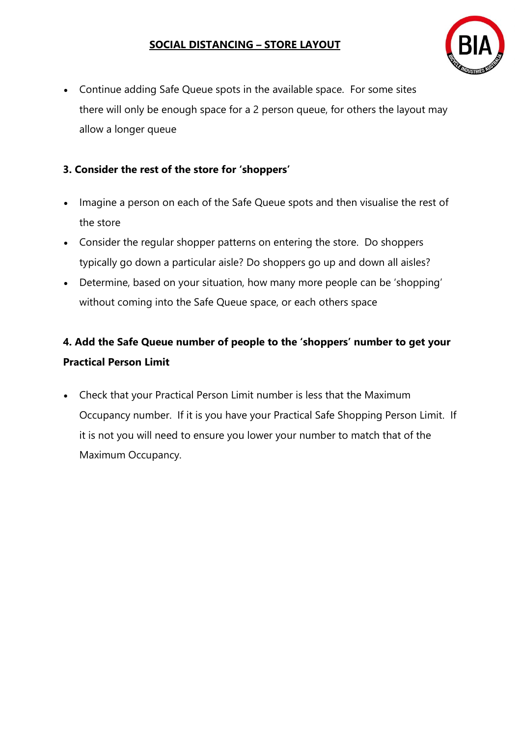## SOCIAL DISTANCING – STORE LAYOUT

- Continue adding Safe Queue spots in the available space. For some sites there will only be enough space for a 2 person queue, for others the layout may allow a longer queue

### 3. Consider the rest of the store for 'shoppers'

- Imagine a person on each of the Safe Queue spots and then visualise the rest of the store
- Consider the regular shopper patterns on entering the store. Do shoppers typically go down a particular aisle? Do shoppers go up and down all aisles?
- Determine, based on your situation, how many more people can be 'shopping' without coming into the Safe Queue space, or each others space

### 4. Add the Safe Queue number of people to the 'shoppers' number to get your Practical Person Limit

- Check that your Practical Person Limit number is less that the Maximum Occupancy number. If it is you have your Practical Safe Shopping Person Limit. If it is not you will need to ensure you lower your number to match that of the Maximum Occupancy.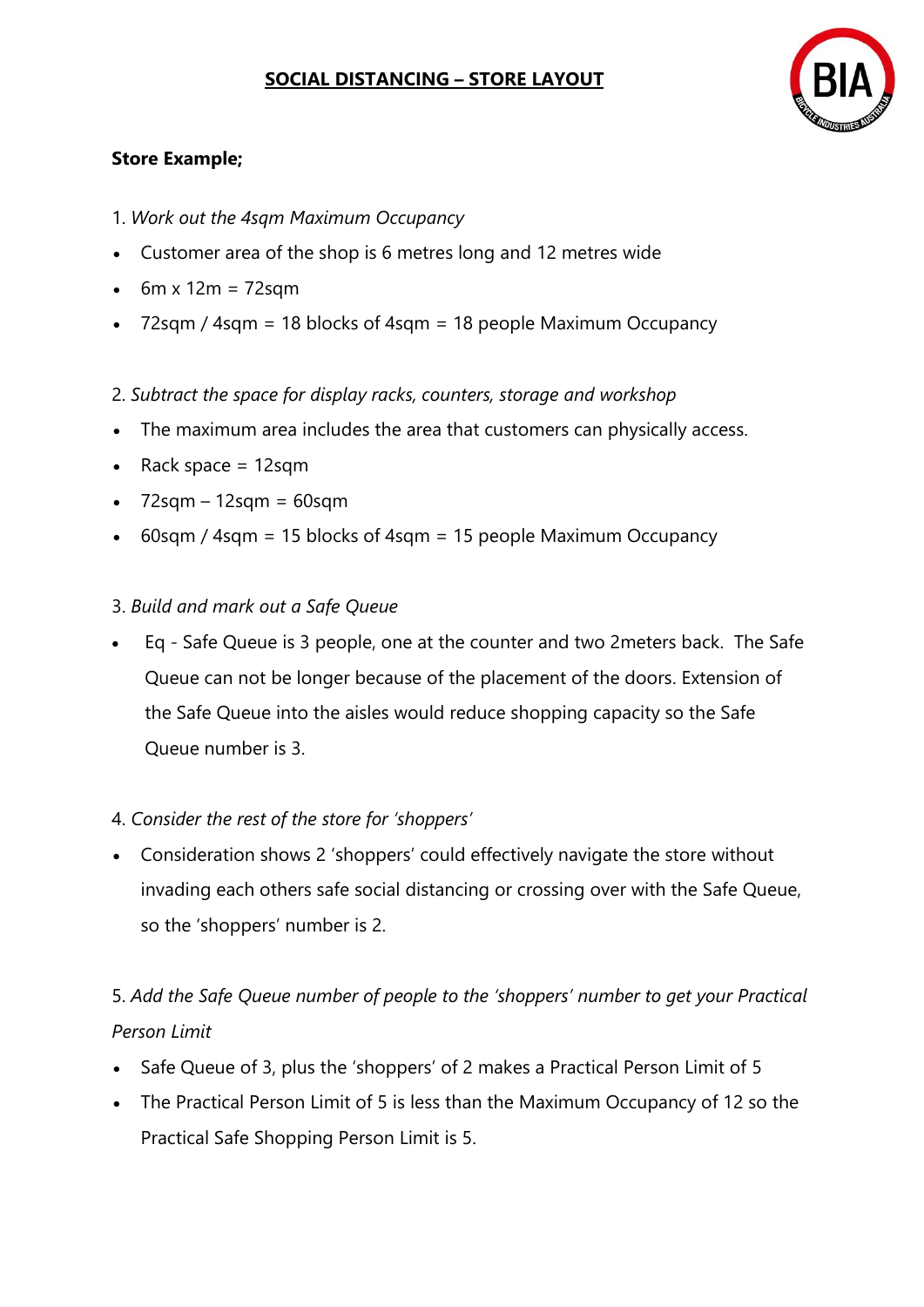# SOCIAL DISTANCING – STORE LAYOUT

**Store Example;**

1. *Work out the 4sqm Maximum Occupancy*

- Customer area of the shop is 6 metres long and 12 metres wide
- 6m x 12m = 72sqm
- 72sqm / 4sqm = 18 blocks of 4sqm = 18 people Maximum Occupancy

2. *Subtract the space for display racks, counters, storage and workshop*

- The maximum area includes the area that customers can physically access.
- Rack space = 12sqm
- 72sqm – 12sqm = 60sqm
- 60sqm / 4sqm = 15 blocks of 4sqm = 15 people Maximum Occupancy

3. *Build and mark out a Safe Queue*

- Eq - Safe Queue is 3 people, one at the counter and two 2meters back. The Safe Queue can not be longer because of the placement of the doors. Extension of the Safe Queue into the aisles would reduce shopping capacity so the Safe Queue number is 3.

4. *Consider the rest of the store for 'shoppers'*

- Consideration shows 2 'shoppers' could effectively navigate the store without invading each others safe social distancing or crossing over with the Safe Queue, so the 'shoppers' number is 2.

5. *Add the Safe Queue number of people to the 'shoppers' number to get your Practical Person Limit*

- Safe Queue of 3, plus the 'shoppers' of 2 makes a Practical Person Limit of 5
- The Practical Person Limit of 5 is less than the Maximum Occupancy of 12 so the Practical Safe Shopping Person Limit is 5.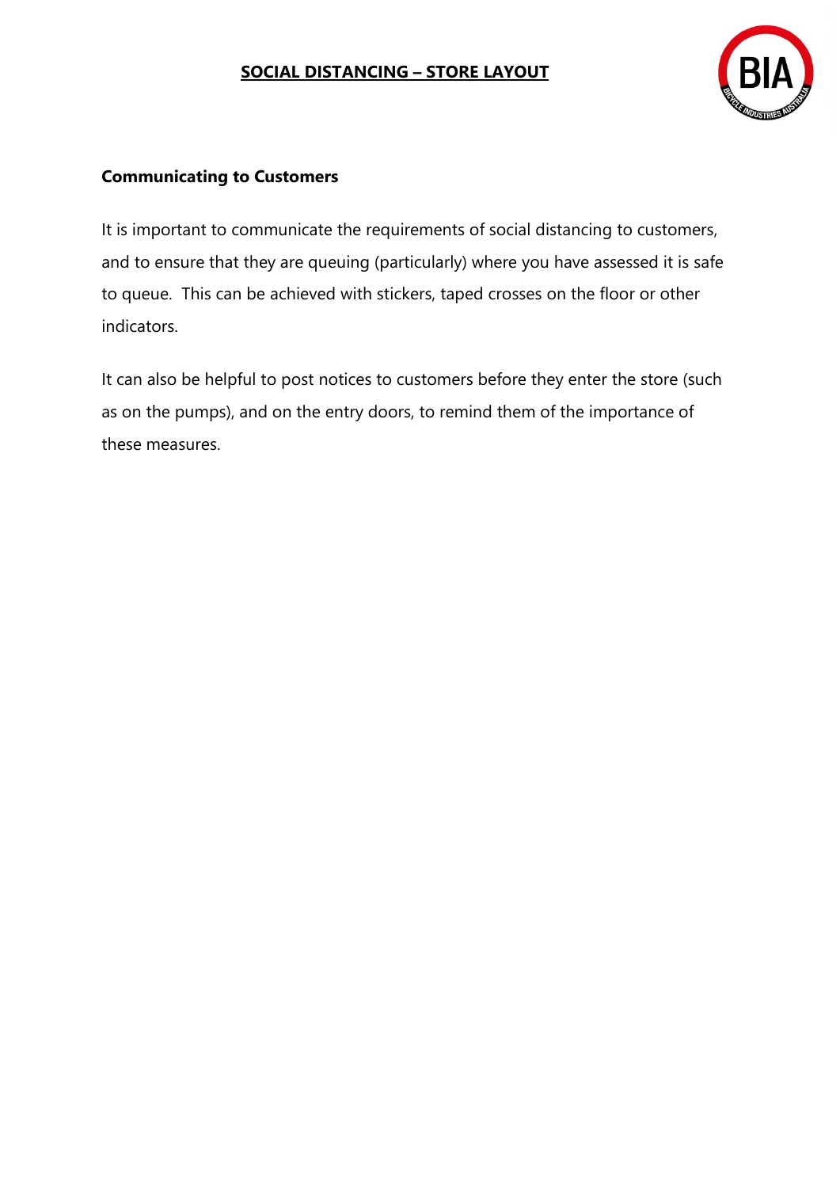**Communicating to Customers**

It is important to communicate the requirements of social distancing to customers, and to ensure that they are queuing (particularly) where you have assessed it is safe to queue. This can be achieved with stickers, taped crosses on the floor or other indicators.

It can also be helpful to post notices to customers before they enter the store (such as on the pumps), and on the entry doors, to remind them of the importance of these measures.